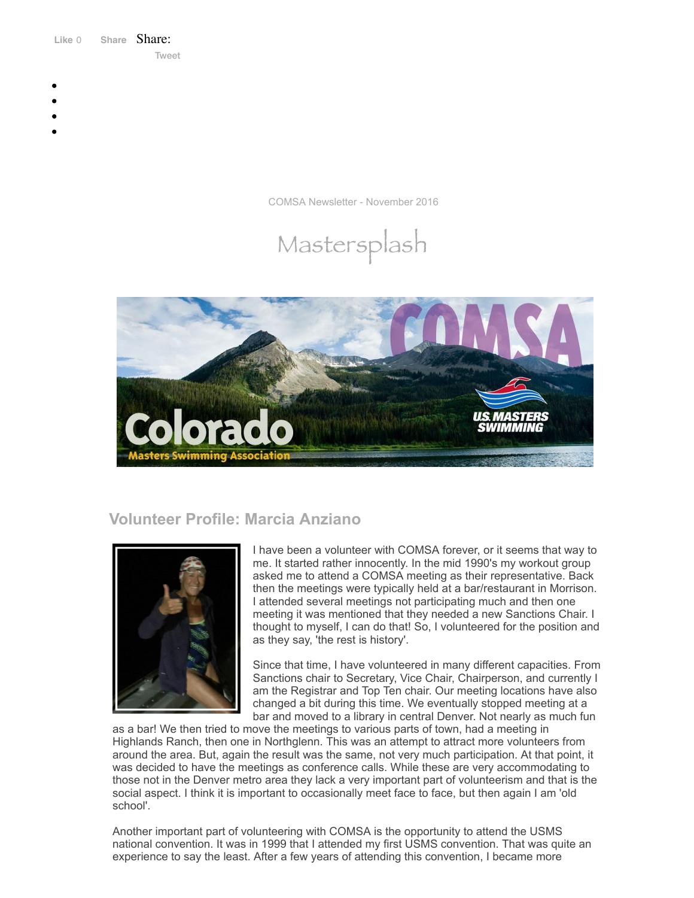Like 0 Share Share:

Tweet

COMSA Newsletter - November 2016

# Mastersplash

## Volunteer Profile: Marcia Anziano

I have been a volunteer with COMSA forever, or it seems that way to me. It started rather innocently. In the mid 1990's my workout group asked me to attend a COMSA meeting as their representative. Back then the meetings were typically held at a bar/restaurant in Morrison. I attended several meetings not participating much and then one meeting it was mentioned that they needed a new Sanctions Chair. I thought to myself, I can do that! So, I volunteered for the position and as they say, 'the rest is history'.

Since that time, I have volunteered in many different capacities. From Sanctions chair to Secretary, Vice Chair, Chairperson, and currently I am the Registrar and Top Ten chair. Our meeting locations have also changed a bit during this time. We eventually stopped meeting at a bar and moved to a library in central Denver. Not nearly as much fun as a bar! We then tried to move the meetings to various parts of town, had a meeting in Highlands Ranch, then one in Northglenn. This was an attempt to attract more volunteers from around the area. But, again the result was the same, not very much participation. At that point, it was decided to have the meetings as conference calls. While these are very accommodating to those not in the Denver metro area they lack a very important part of volunteerism and that is the social aspect. I think it is important to occasionally meet face to face, but then again I am 'old school'.

Another important part of volunteering with COMSA is the opportunity to attend the USMS national convention. It was in 1999 that I attended my first USMS convention. That was quite an experience to say the least. After a few years of attending this convention, I became more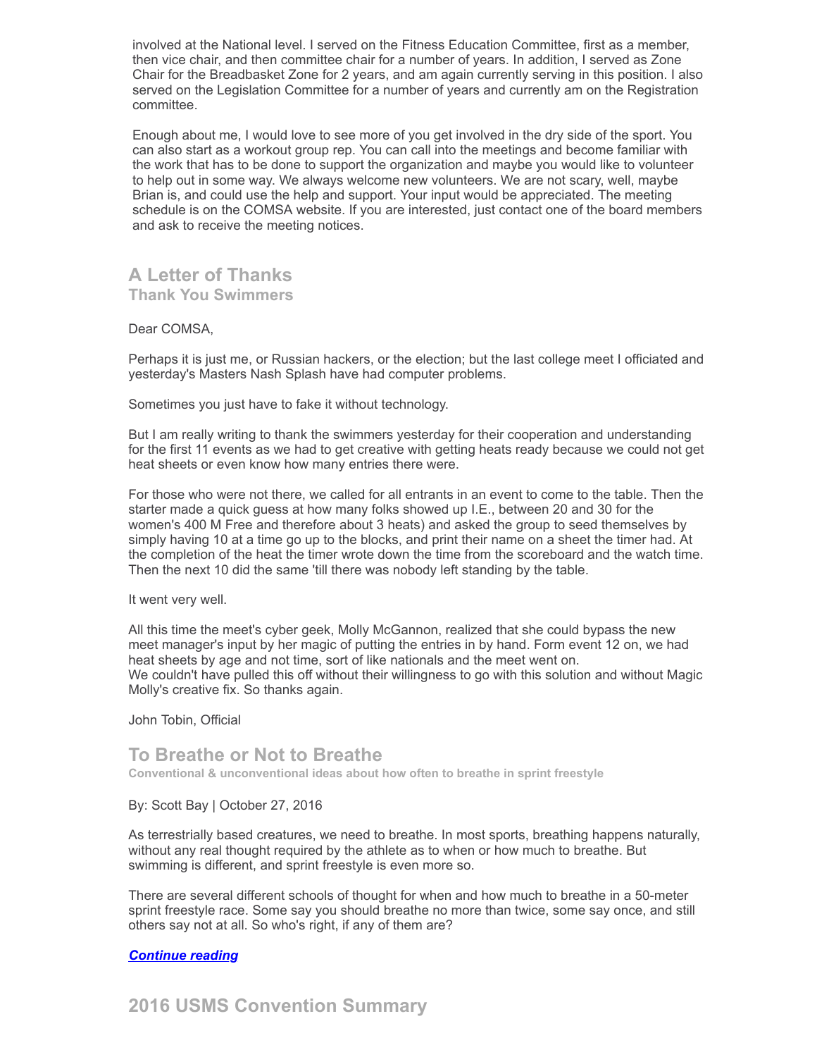involved at the National level. I served on the Fitness Education Committee, first as a member, then vice chair, and then committee chair for a number of years. In addition, I served as Zone Chair for the Breadbasket Zone for 2 years, and am again currently serving in this position. I also served on the Legislation Committee for a number of years and currently am on the Registration committee.

Enough about me, I would love to see more of you get involved in the dry side of the sport. You can also start as a workout group rep. You can call into the meetings and become familiar with the work that has to be done to support the organization and maybe you would like to volunteer to help out in some way. We always welcome new volunteers. We are not scary, well, maybe Brian is, and could use the help and support. Your input would be appreciated. The meeting schedule is on the COMSA website. If you are interested, just contact one of the board members and ask to receive the meeting notices.

## A Letter of Thanks
### Thank You Swimmers

Dear COMSA,

Perhaps it is just me, or Russian hackers, or the election; but the last college meet I officiated and yesterday's Masters Nash Splash have had computer problems.

Sometimes you just have to fake it without technology.

But I am really writing to thank the swimmers yesterday for their cooperation and understanding for the first 11 events as we had to get creative with getting heats ready because we could not get heat sheets or even know how many entries there were.

For those who were not there, we called for all entrants in an event to come to the table. Then the starter made a quick guess at how many folks showed up I.E., between 20 and 30 for the women's 400 M Free and therefore about 3 heats) and asked the group to seed themselves by simply having 10 at a time go up to the blocks, and print their name on a sheet the timer had. At the completion of the heat the timer wrote down the time from the scoreboard and the watch time. Then the next 10 did the same 'till there was nobody left standing by the table.

It went very well.

All this time the meet's cyber geek, Molly McGannon, realized that she could bypass the new meet manager's input by her magic of putting the entries in by hand. Form event 12 on, we had heat sheets by age and not time, sort of like nationals and the meet went on.
We couldn't have pulled this off without their willingness to go with this solution and without Magic Molly's creative fix. So thanks again.

John Tobin, Official

## To Breathe or Not to Breathe
#### Conventional & unconventional ideas about how often to breathe in sprint freestyle

By: Scott Bay | October 27, 2016

As terrestrially based creatures, we need to breathe. In most sports, breathing happens naturally, without any real thought required by the athlete as to when or how much to breathe. But swimming is different, and sprint freestyle is even more so.

There are several different schools of thought for when and how much to breathe in a 50-meter sprint freestyle race. Some say you should breathe no more than twice, some say once, and still others say not at all. So who's right, if any of them are?

***Continue reading***

## 2016 USMS Convention Summary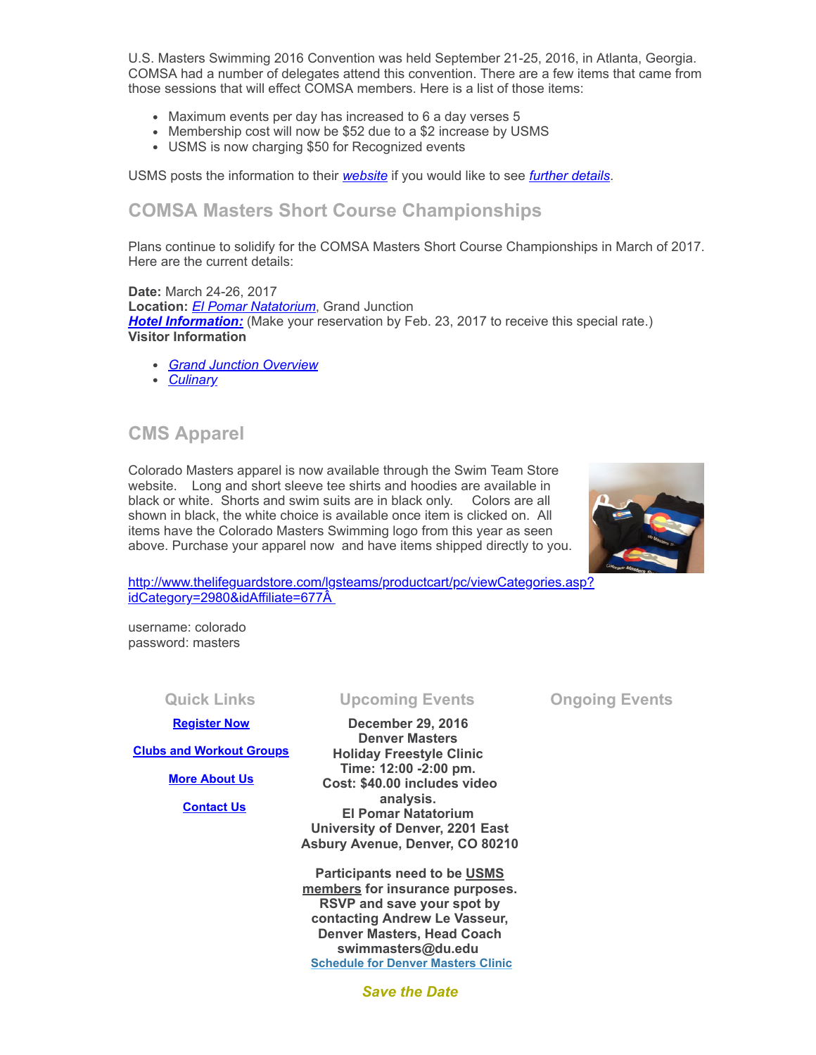U.S. Masters Swimming 2016 Convention was held September 21-25, 2016, in Atlanta, Georgia. COMSA had a number of delegates attend this convention. There are a few items that came from those sessions that will effect COMSA members. Here is a list of those items:

- Maximum events per day has increased to 6 a day verses 5
- Membership cost will now be $52 due to a $2 increase by USMS
- USMS is now charging $50 for Recognized events

USMS posts the information to their *website* if you would like to see *further details*.

## COMSA Masters Short Course Championships

Plans continue to solidify for the COMSA Masters Short Course Championships in March of 2017. Here are the current details:

**Date:** March 24-26, 2017
**Location:** *El Pomar Natatorium*, Grand Junction
***Hotel Information:*** (Make your reservation by Feb. 23, 2017 to receive this special rate.)
**Visitor Information**

- *Grand Junction Overview*
- *Culinary*

## CMS Apparel

Colorado Masters apparel is now available through the Swim Team Store website. Long and short sleeve tee shirts and hoodies are available in black or white. Shorts and swim suits are in black only. Colors are all shown in black, the white choice is available once item is clicked on. All items have the Colorado Masters Swimming logo from this year as seen above. Purchase your apparel now and have items shipped directly to you.

http://www.thelifeguardstore.com/lgsteams/productcart/pc/viewCategories.asp?idCategory=2980&idAffiliate=677Â

username: colorado
password: masters

### Quick Links

**Register Now**

**Clubs and Workout Groups**

**More About Us**

**Contact Us**

### Upcoming Events

**December 29, 2016**
**Denver Masters**
**Holiday Freestyle Clinic**
**Time: 12:00 -2:00 pm.**
**Cost: $40.00 includes video analysis.**
**El Pomar Natatorium**
**University of Denver, 2201 East Asbury Avenue, Denver, CO 80210**

**Participants need to be USMS members for insurance purposes. RSVP and save your spot by contacting Andrew Le Vasseur, Denver Masters, Head Coach swimmasters@du.edu**
**Schedule for Denver Masters Clinic**

***Save the Date***

### Ongoing Events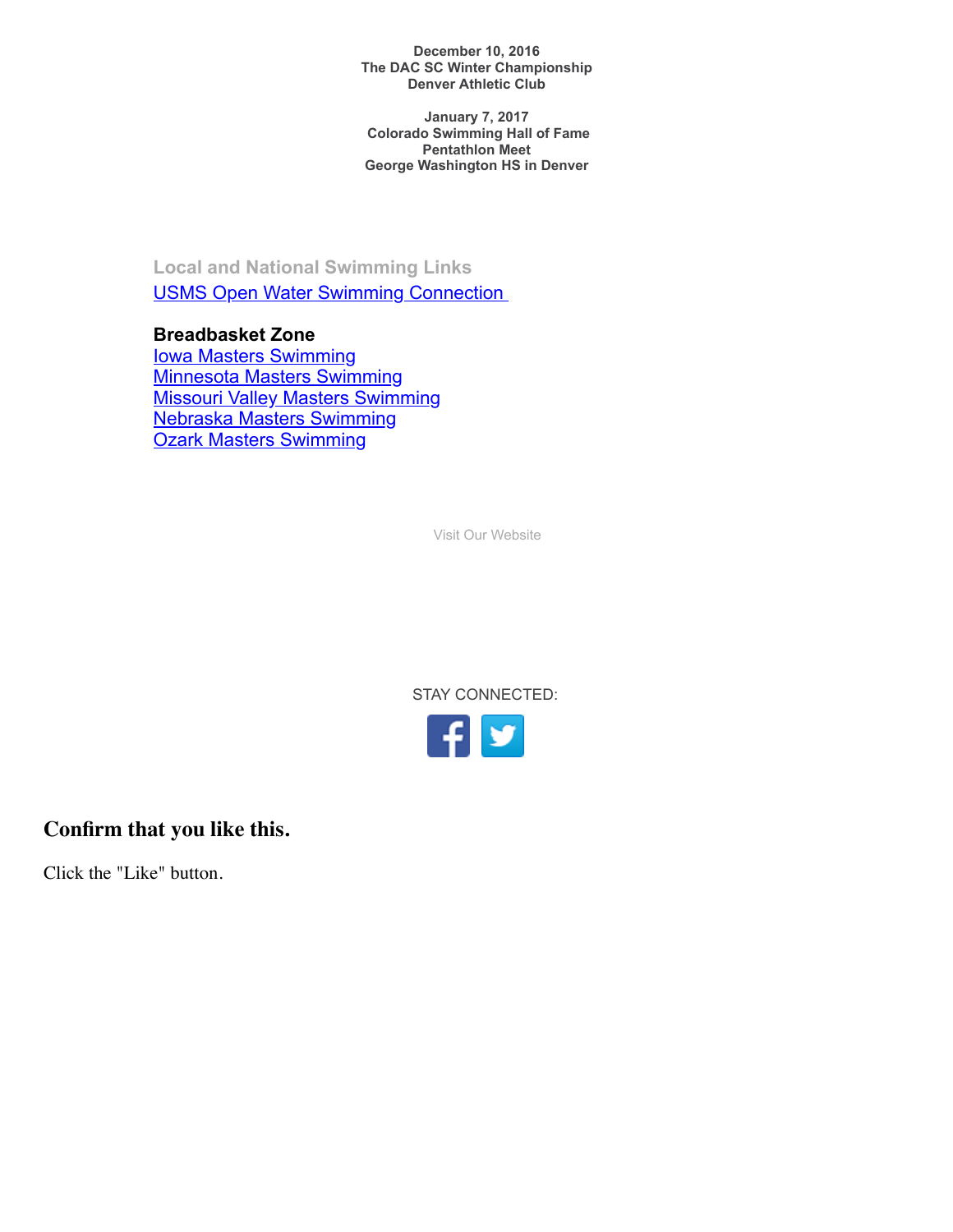**December 10, 2016**
**The DAC SC Winter Championship**
**Denver Athletic Club**

**January 7, 2017**
**Colorado Swimming Hall of Fame**
**Pentathlon Meet**
**George Washington HS in Denver**

**Local and National Swimming Links**

USMS Open Water Swimming Connection

**Breadbasket Zone**

Iowa Masters Swimming
Minnesota Masters Swimming
Missouri Valley Masters Swimming
Nebraska Masters Swimming
Ozark Masters Swimming

Visit Our Website

STAY CONNECTED:

## Confirm that you like this.

Click the "Like" button.